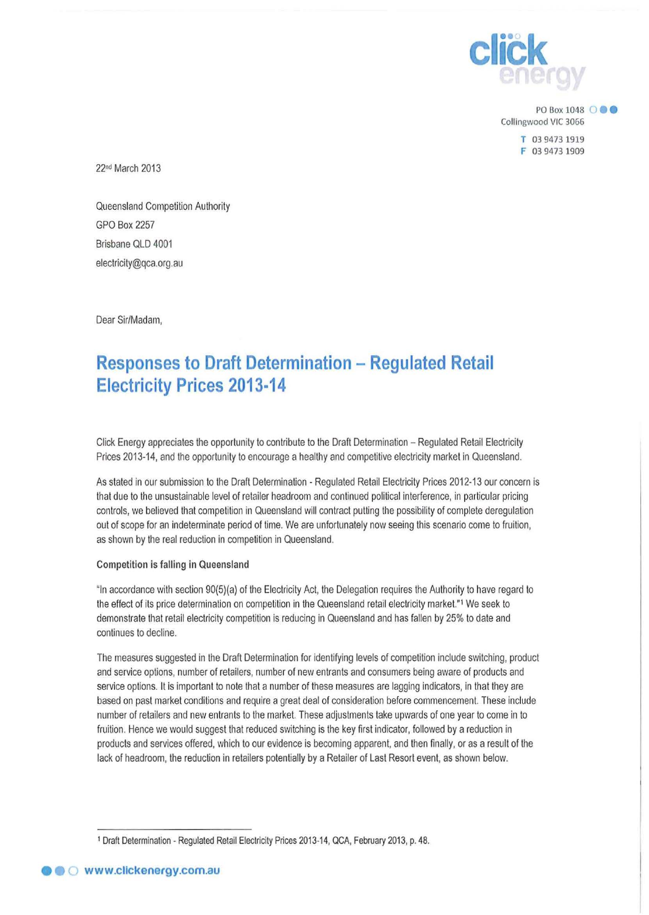PO Box 1048
Collingwood VIC 3066

T 03 9473 1919
F 03 9473 1909

22nd March 2013

Queensland Competition Authority
GPO Box 2257
Brisbane QLD 4001
electricity@qca.org.au

Dear Sir/Madam,

# Responses to Draft Determination – Regulated Retail Electricity Prices 2013-14

Click Energy appreciates the opportunity to contribute to the Draft Determination – Regulated Retail Electricity Prices 2013-14, and the opportunity to encourage a healthy and competitive electricity market in Queensland.

As stated in our submission to the Draft Determination - Regulated Retail Electricity Prices 2012-13 our concern is that due to the unsustainable level of retailer headroom and continued political interference, in particular pricing controls, we believed that competition in Queensland will contract putting the possibility of complete deregulation out of scope for an indeterminate period of time. We are unfortunately now seeing this scenario come to fruition, as shown by the real reduction in competition in Queensland.

**Competition is falling in Queensland**

"In accordance with section 90(5)(a) of the Electricity Act, the Delegation requires the Authority to have regard to the effect of its price determination on competition in the Queensland retail electricity market."[1] We seek to demonstrate that retail electricity competition is reducing in Queensland and has fallen by 25% to date and continues to decline.

The measures suggested in the Draft Determination for identifying levels of competition include switching, product and service options, number of retailers, number of new entrants and consumers being aware of products and service options. It is important to note that a number of these measures are lagging indicators, in that they are based on past market conditions and require a great deal of consideration before commencement. These include number of retailers and new entrants to the market. These adjustments take upwards of one year to come in to fruition. Hence we would suggest that reduced switching is the key first indicator, followed by a reduction in products and services offered, which to our evidence is becoming apparent, and then finally, or as a result of the lack of headroom, the reduction in retailers potentially by a Retailer of Last Resort event, as shown below.

[1] Draft Determination - Regulated Retail Electricity Prices 2013-14, QCA, February 2013, p. 48.

www.clickenergy.com.au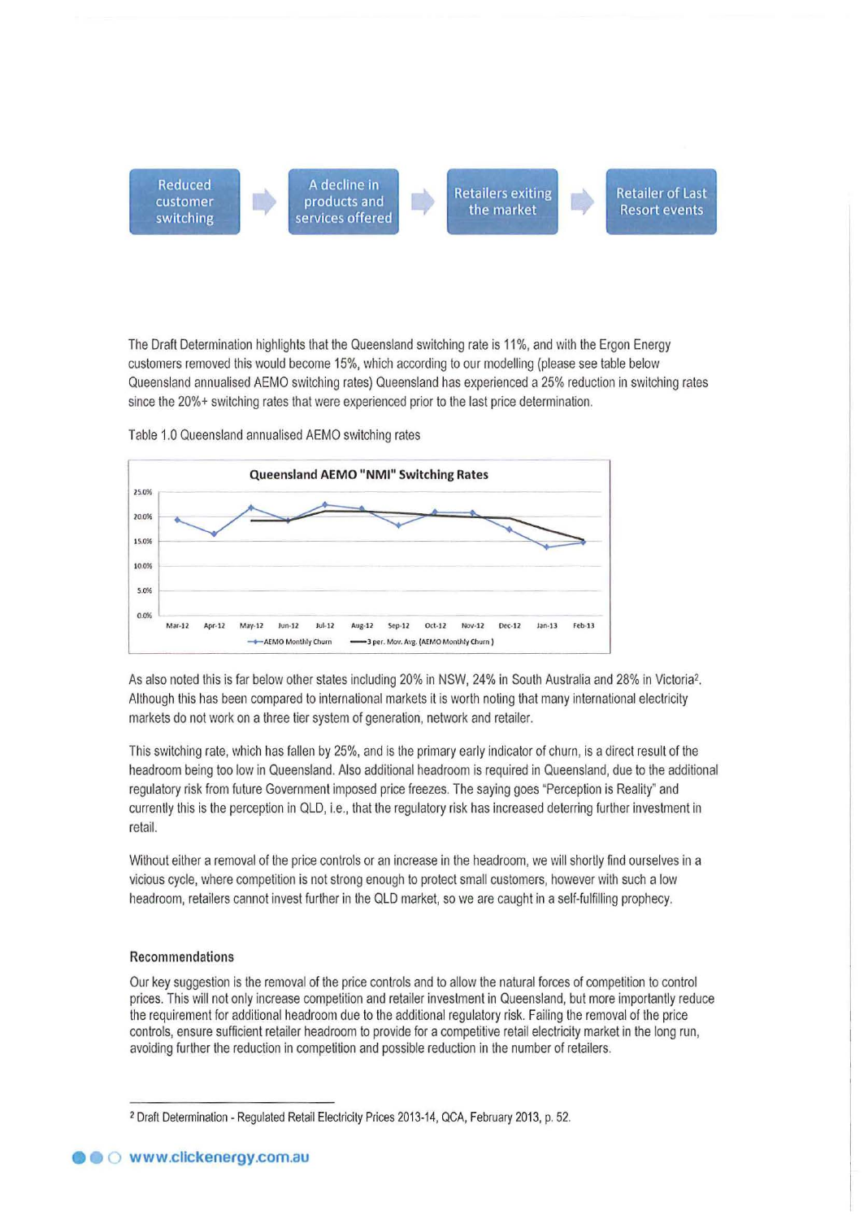Reduced customer switching → A decline in products and services offered → Retailers exiting the market → Retailer of Last Resort events

The Draft Determination highlights that the Queensland switching rate is 11%, and with the Ergon Energy customers removed this would become 15%, which according to our modelling (please see table below Queensland annualised AEMO switching rates) Queensland has experienced a 25% reduction in switching rates since the 20%+ switching rates that were experienced prior to the last price determination.

Table 1.0 Queensland annualised AEMO switching rates

**Queensland AEMO "NMI" Switching Rates**

As also noted this is far below other states including 20% in NSW, 24% in South Australia and 28% in Victoria[2]. Although this has been compared to international markets it is worth noting that many international electricity markets do not work on a three tier system of generation, network and retailer.

This switching rate, which has fallen by 25%, and is the primary early indicator of churn, is a direct result of the headroom being too low in Queensland. Also additional headroom is required in Queensland, due to the additional regulatory risk from future Government imposed price freezes. The saying goes "Perception is Reality" and currently this is the perception in QLD, i.e., that the regulatory risk has increased deterring further investment in retail.

Without either a removal of the price controls or an increase in the headroom, we will shortly find ourselves in a vicious cycle, where competition is not strong enough to protect small customers, however with such a low headroom, retailers cannot invest further in the QLD market, so we are caught in a self-fulfilling prophecy.

## Recommendations

Our key suggestion is the removal of the price controls and to allow the natural forces of competition to control prices. This will not only increase competition and retailer investment in Queensland, but more importantly reduce the requirement for additional headroom due to the additional regulatory risk. Failing the removal of the price controls, ensure sufficient retailer headroom to provide for a competitive retail electricity market in the long run, avoiding further the reduction in competition and possible reduction in the number of retailers.

---

[2] Draft Determination - Regulated Retail Electricity Prices 2013-14, QCA, February 2013, p. 52.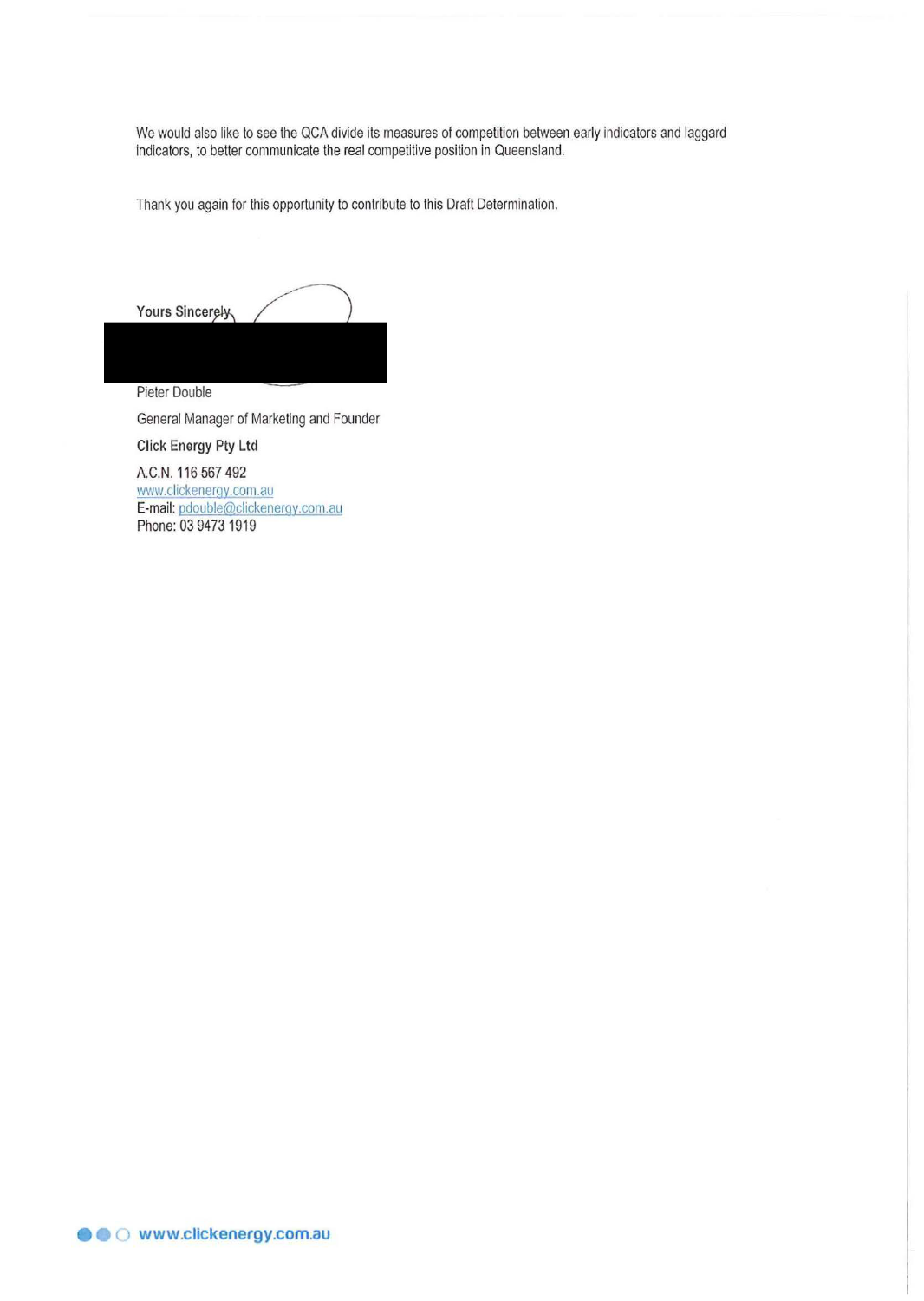We would also like to see the QCA divide its measures of competition between early indicators and laggard indicators, to better communicate the real competitive position in Queensland.

Thank you again for this opportunity to contribute to this Draft Determination.

Yours Sincerely,

Pieter Double

General Manager of Marketing and Founder

**Click Energy Pty Ltd**

A.C.N. 116 567 492
www.clickenergy.com.au
E-mail: pdouble@clickenergy.com.au
Phone: 03 9473 1919